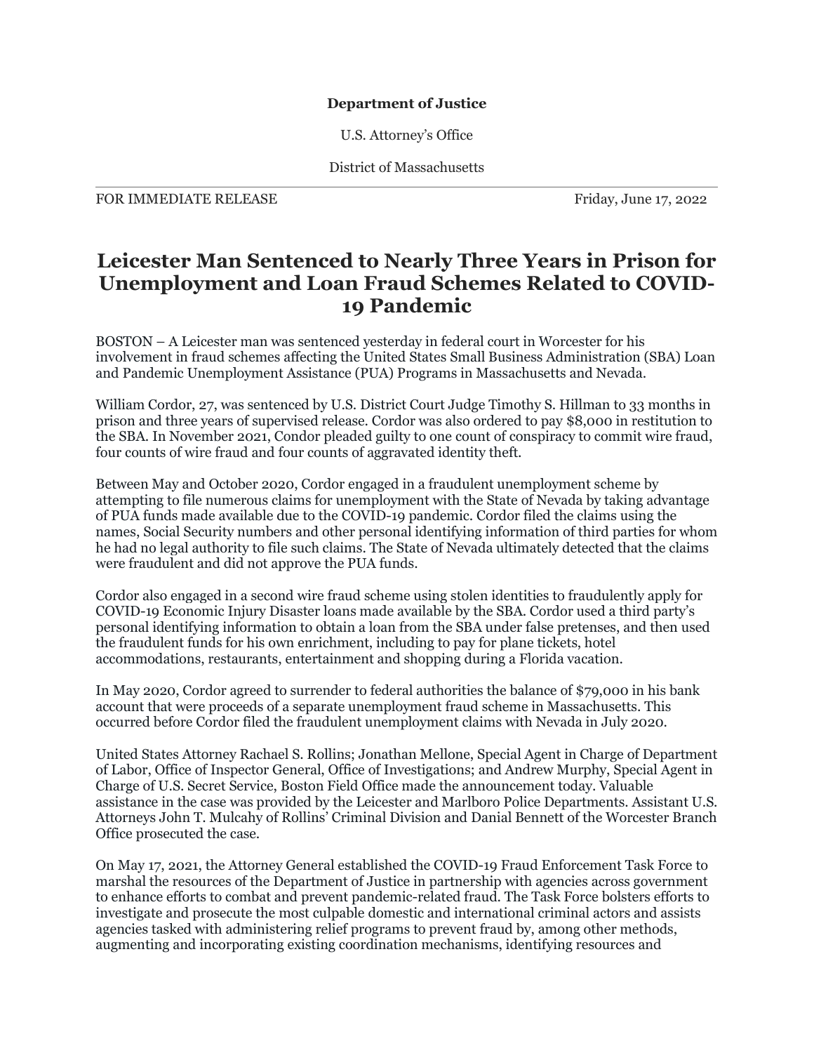**Department of Justice**

U.S. Attorney's Office

District of Massachusetts

FOR IMMEDIATE RELEASE Friday, June 17, 2022

# Leicester Man Sentenced to Nearly Three Years in Prison for Unemployment and Loan Fraud Schemes Related to COVID-19 Pandemic

BOSTON – A Leicester man was sentenced yesterday in federal court in Worcester for his involvement in fraud schemes affecting the United States Small Business Administration (SBA) Loan and Pandemic Unemployment Assistance (PUA) Programs in Massachusetts and Nevada.

William Cordor, 27, was sentenced by U.S. District Court Judge Timothy S. Hillman to 33 months in prison and three years of supervised release. Cordor was also ordered to pay $8,000 in restitution to the SBA. In November 2021, Cordor pleaded guilty to one count of conspiracy to commit wire fraud, four counts of wire fraud and four counts of aggravated identity theft.

Between May and October 2020, Cordor engaged in a fraudulent unemployment scheme by attempting to file numerous claims for unemployment with the State of Nevada by taking advantage of PUA funds made available due to the COVID-19 pandemic. Cordor filed the claims using the names, Social Security numbers and other personal identifying information of third parties for whom he had no legal authority to file such claims. The State of Nevada ultimately detected that the claims were fraudulent and did not approve the PUA funds.

Cordor also engaged in a second wire fraud scheme using stolen identities to fraudulently apply for COVID-19 Economic Injury Disaster loans made available by the SBA. Cordor used a third party's personal identifying information to obtain a loan from the SBA under false pretenses, and then used the fraudulent funds for his own enrichment, including to pay for plane tickets, hotel accommodations, restaurants, entertainment and shopping during a Florida vacation.

In May 2020, Cordor agreed to surrender to federal authorities the balance of $79,000 in his bank account that were proceeds of a separate unemployment fraud scheme in Massachusetts. This occurred before Cordor filed the fraudulent unemployment claims with Nevada in July 2020.

United States Attorney Rachael S. Rollins; Jonathan Mellone, Special Agent in Charge of Department of Labor, Office of Inspector General, Office of Investigations; and Andrew Murphy, Special Agent in Charge of U.S. Secret Service, Boston Field Office made the announcement today. Valuable assistance in the case was provided by the Leicester and Marlboro Police Departments. Assistant U.S. Attorneys John T. Mulcahy of Rollins' Criminal Division and Danial Bennett of the Worcester Branch Office prosecuted the case.

On May 17, 2021, the Attorney General established the COVID-19 Fraud Enforcement Task Force to marshal the resources of the Department of Justice in partnership with agencies across government to enhance efforts to combat and prevent pandemic-related fraud. The Task Force bolsters efforts to investigate and prosecute the most culpable domestic and international criminal actors and assists agencies tasked with administering relief programs to prevent fraud by, among other methods, augmenting and incorporating existing coordination mechanisms, identifying resources and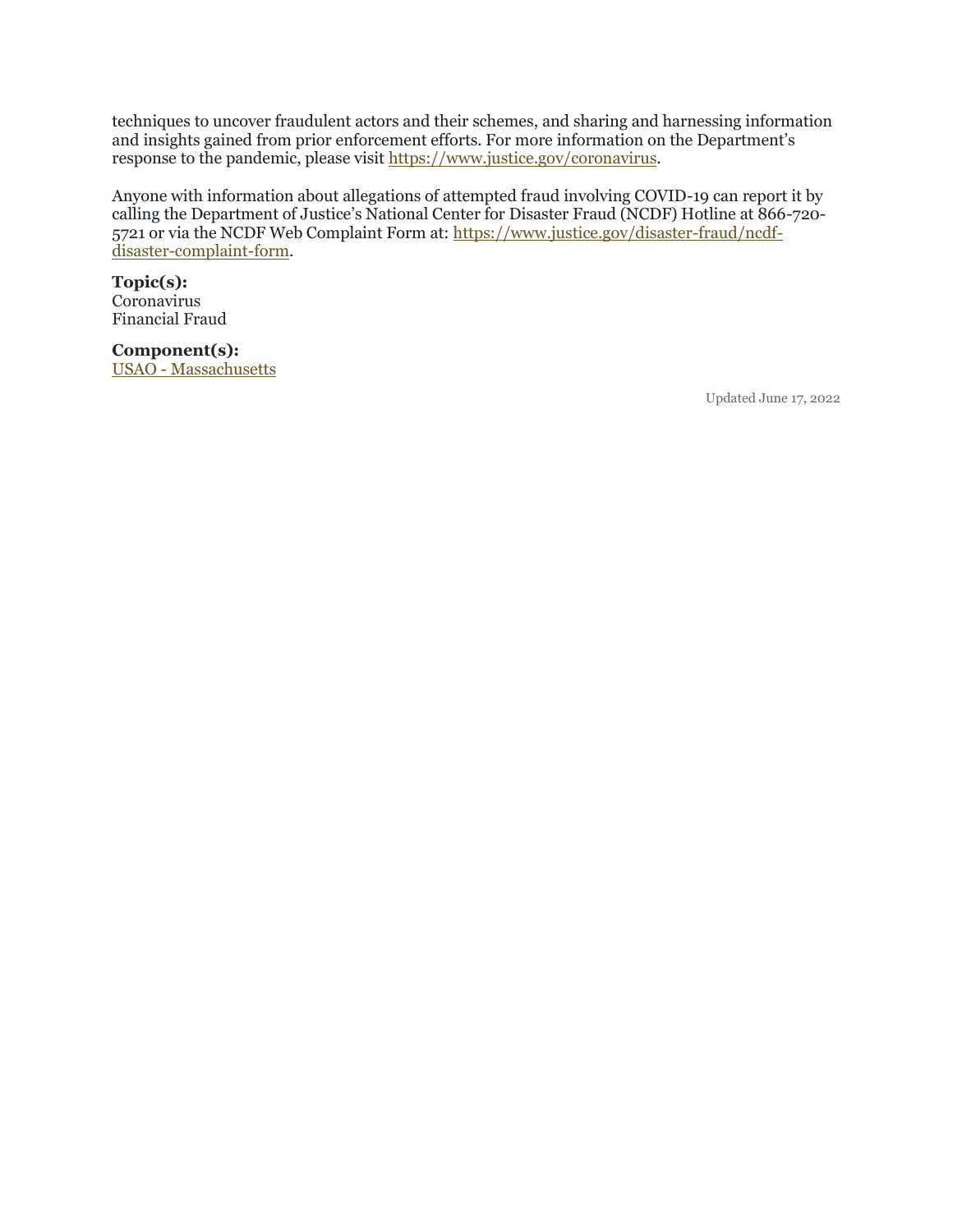techniques to uncover fraudulent actors and their schemes, and sharing and harnessing information and insights gained from prior enforcement efforts. For more information on the Department's response to the pandemic, please visit [https://www.justice.gov/coronavirus](https://www.justice.gov/coronavirus).

Anyone with information about allegations of attempted fraud involving COVID-19 can report it by calling the Department of Justice's National Center for Disaster Fraud (NCDF) Hotline at 866-720-5721 or via the NCDF Web Complaint Form at: [https://www.justice.gov/disaster-fraud/ncdf-disaster-complaint-form](https://www.justice.gov/disaster-fraud/ncdf-disaster-complaint-form).

**Topic(s):**
Coronavirus
Financial Fraud

**Component(s):**
[USAO - Massachusetts]()

Updated June 17, 2022